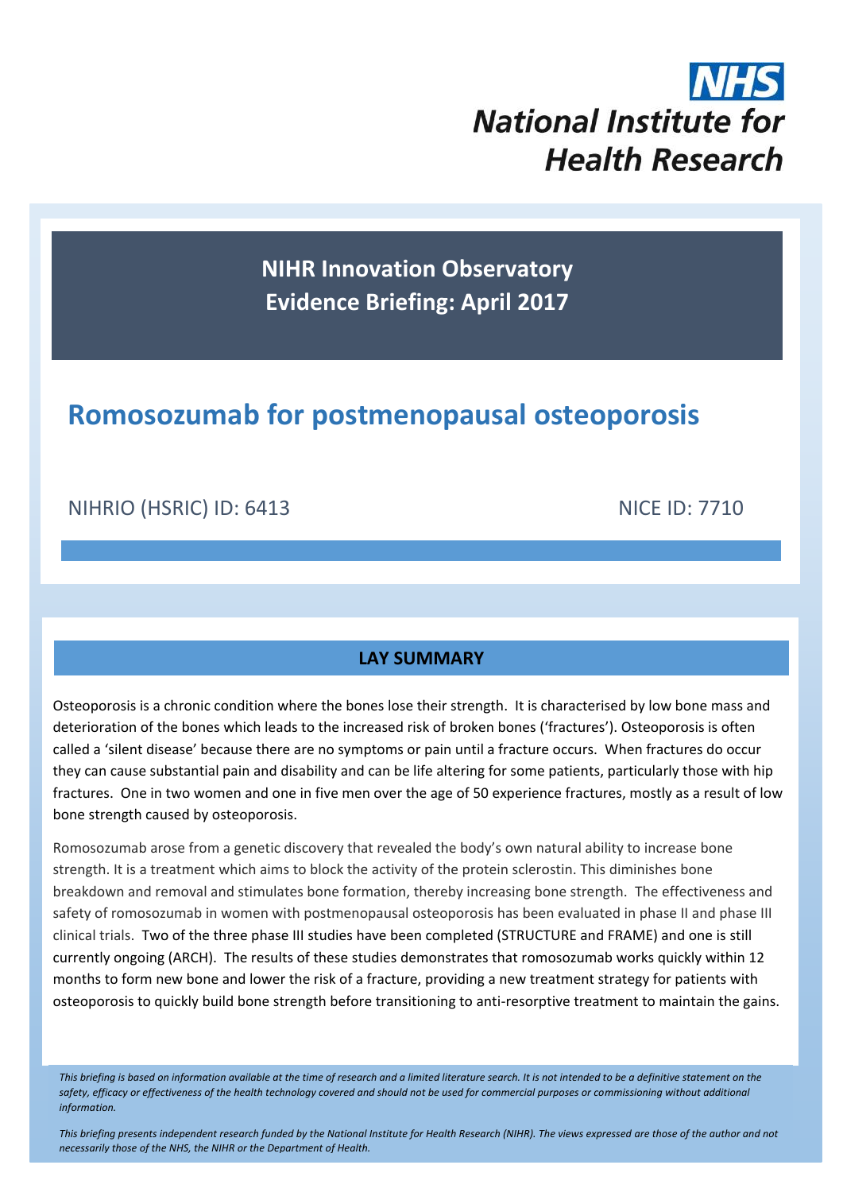NHS
National Institute for Health Research

**NIHR Innovation Observatory**
**Evidence Briefing: April 2017**

# Romosozumab for postmenopausal osteoporosis

NIHRIO (HSRIC) ID: 6413 NICE ID: 7710

## LAY SUMMARY

Osteoporosis is a chronic condition where the bones lose their strength. It is characterised by low bone mass and deterioration of the bones which leads to the increased risk of broken bones ('fractures'). Osteoporosis is often called a 'silent disease' because there are no symptoms or pain until a fracture occurs. When fractures do occur they can cause substantial pain and disability and can be life altering for some patients, particularly those with hip fractures. One in two women and one in five men over the age of 50 experience fractures, mostly as a result of low bone strength caused by osteoporosis.

Romosozumab arose from a genetic discovery that revealed the body's own natural ability to increase bone strength. It is a treatment which aims to block the activity of the protein sclerostin. This diminishes bone breakdown and removal and stimulates bone formation, thereby increasing bone strength. The effectiveness and safety of romosozumab in women with postmenopausal osteoporosis has been evaluated in phase II and phase III clinical trials. Two of the three phase III studies have been completed (STRUCTURE and FRAME) and one is still currently ongoing (ARCH). The results of these studies demonstrates that romosozumab works quickly within 12 months to form new bone and lower the risk of a fracture, providing a new treatment strategy for patients with osteoporosis to quickly build bone strength before transitioning to anti-resorptive treatment to maintain the gains.

*This briefing is based on information available at the time of research and a limited literature search. It is not intended to be a definitive statement on the safety, efficacy or effectiveness of the health technology covered and should not be used for commercial purposes or commissioning without additional information.*

*This briefing presents independent research funded by the National Institute for Health Research (NIHR). The views expressed are those of the author and not necessarily those of the NHS, the NIHR or the Department of Health.*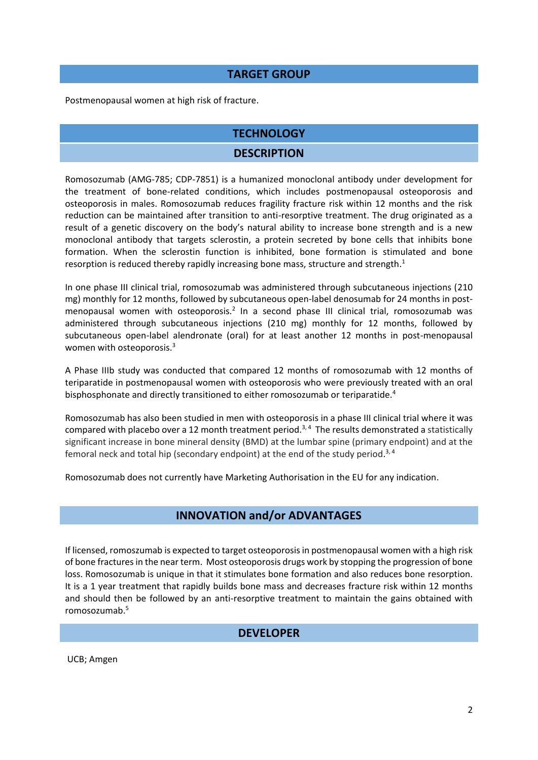## TARGET GROUP

Postmenopausal women at high risk of fracture.

## TECHNOLOGY

### DESCRIPTION

Romosozumab (AMG-785; CDP-7851) is a humanized monoclonal antibody under development for the treatment of bone-related conditions, which includes postmenopausal osteoporosis and osteoporosis in males. Romosozumab reduces fragility fracture risk within 12 months and the risk reduction can be maintained after transition to anti-resorptive treatment. The drug originated as a result of a genetic discovery on the body's natural ability to increase bone strength and is a new monoclonal antibody that targets sclerostin, a protein secreted by bone cells that inhibits bone formation. When the sclerostin function is inhibited, bone formation is stimulated and bone resorption is reduced thereby rapidly increasing bone mass, structure and strength.[1]

In one phase III clinical trial, romosozumab was administered through subcutaneous injections (210 mg) monthly for 12 months, followed by subcutaneous open-label denosumab for 24 months in post-menopausal women with osteoporosis.[2] In a second phase III clinical trial, romosozumab was administered through subcutaneous injections (210 mg) monthly for 12 months, followed by subcutaneous open-label alendronate (oral) for at least another 12 months in post-menopausal women with osteoporosis.[3]

A Phase IIIb study was conducted that compared 12 months of romosozumab with 12 months of teriparatide in postmenopausal women with osteoporosis who were previously treated with an oral bisphosphonate and directly transitioned to either romosozumab or teriparatide.[4]

Romosozumab has also been studied in men with osteoporosis in a phase III clinical trial where it was compared with placebo over a 12 month treatment period.[3, 4] The results demonstrated a statistically significant increase in bone mineral density (BMD) at the lumbar spine (primary endpoint) and at the femoral neck and total hip (secondary endpoint) at the end of the study period.[3, 4]

Romosozumab does not currently have Marketing Authorisation in the EU for any indication.

### INNOVATION and/or ADVANTAGES

If licensed, romoszumab is expected to target osteoporosis in postmenopausal women with a high risk of bone fractures in the near term. Most osteoporosis drugs work by stopping the progression of bone loss. Romosozumab is unique in that it stimulates bone formation and also reduces bone resorption. It is a 1 year treatment that rapidly builds bone mass and decreases fracture risk within 12 months and should then be followed by an anti-resorptive treatment to maintain the gains obtained with romosozumab.[5]

### DEVELOPER

UCB; Amgen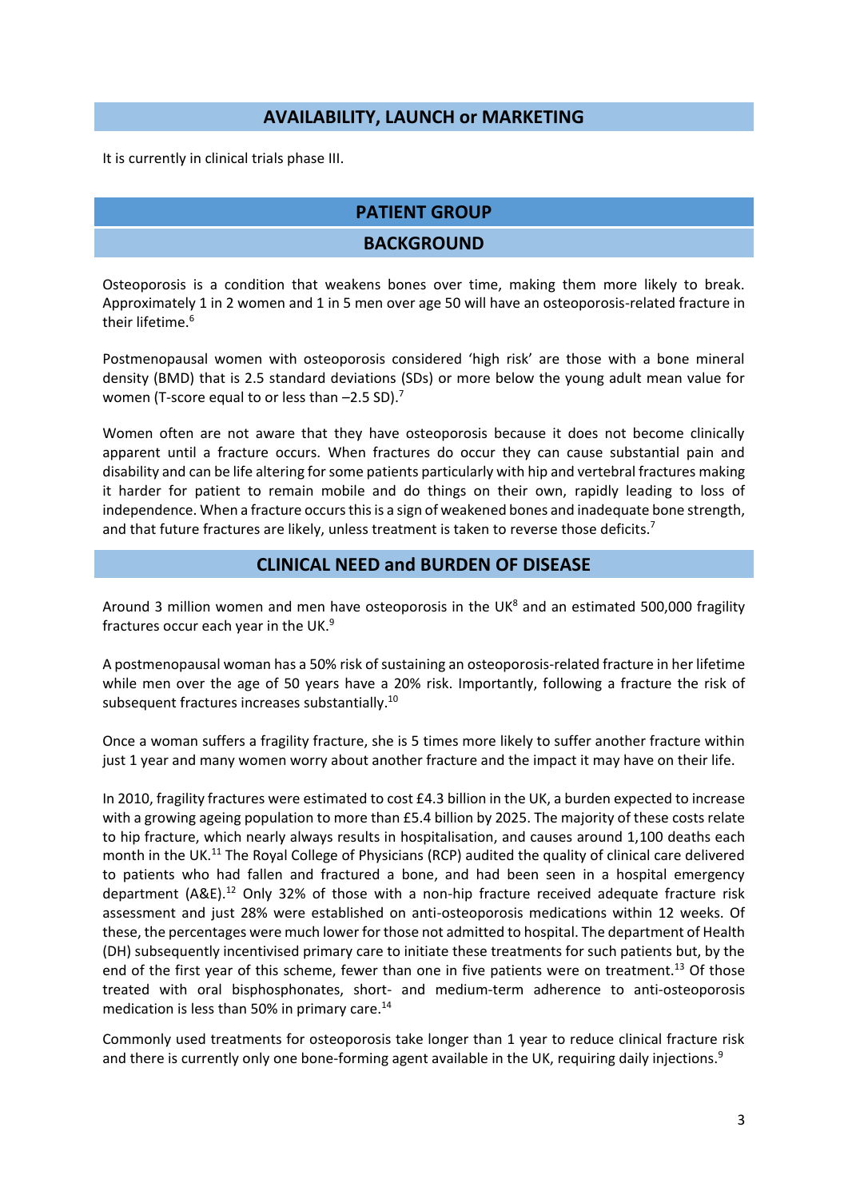## AVAILABILITY, LAUNCH or MARKETING

It is currently in clinical trials phase III.

## PATIENT GROUP

## BACKGROUND

Osteoporosis is a condition that weakens bones over time, making them more likely to break. Approximately 1 in 2 women and 1 in 5 men over age 50 will have an osteoporosis-related fracture in their lifetime.[6]

Postmenopausal women with osteoporosis considered 'high risk' are those with a bone mineral density (BMD) that is 2.5 standard deviations (SDs) or more below the young adult mean value for women (T-score equal to or less than –2.5 SD).[7]

Women often are not aware that they have osteoporosis because it does not become clinically apparent until a fracture occurs. When fractures do occur they can cause substantial pain and disability and can be life altering for some patients particularly with hip and vertebral fractures making it harder for patient to remain mobile and do things on their own, rapidly leading to loss of independence. When a fracture occurs this is a sign of weakened bones and inadequate bone strength, and that future fractures are likely, unless treatment is taken to reverse those deficits.[7]

## CLINICAL NEED and BURDEN OF DISEASE

Around 3 million women and men have osteoporosis in the UK[8] and an estimated 500,000 fragility fractures occur each year in the UK.[9]

A postmenopausal woman has a 50% risk of sustaining an osteoporosis-related fracture in her lifetime while men over the age of 50 years have a 20% risk. Importantly, following a fracture the risk of subsequent fractures increases substantially.[10]

Once a woman suffers a fragility fracture, she is 5 times more likely to suffer another fracture within just 1 year and many women worry about another fracture and the impact it may have on their life.

In 2010, fragility fractures were estimated to cost £4.3 billion in the UK, a burden expected to increase with a growing ageing population to more than £5.4 billion by 2025. The majority of these costs relate to hip fracture, which nearly always results in hospitalisation, and causes around 1,100 deaths each month in the UK.[11] The Royal College of Physicians (RCP) audited the quality of clinical care delivered to patients who had fallen and fractured a bone, and had been seen in a hospital emergency department (A&E).[12] Only 32% of those with a non-hip fracture received adequate fracture risk assessment and just 28% were established on anti-osteoporosis medications within 12 weeks. Of these, the percentages were much lower for those not admitted to hospital. The department of Health (DH) subsequently incentivised primary care to initiate these treatments for such patients but, by the end of the first year of this scheme, fewer than one in five patients were on treatment.[13] Of those treated with oral bisphosphonates, short- and medium-term adherence to anti-osteoporosis medication is less than 50% in primary care.[14]

Commonly used treatments for osteoporosis take longer than 1 year to reduce clinical fracture risk and there is currently only one bone-forming agent available in the UK, requiring daily injections.[9]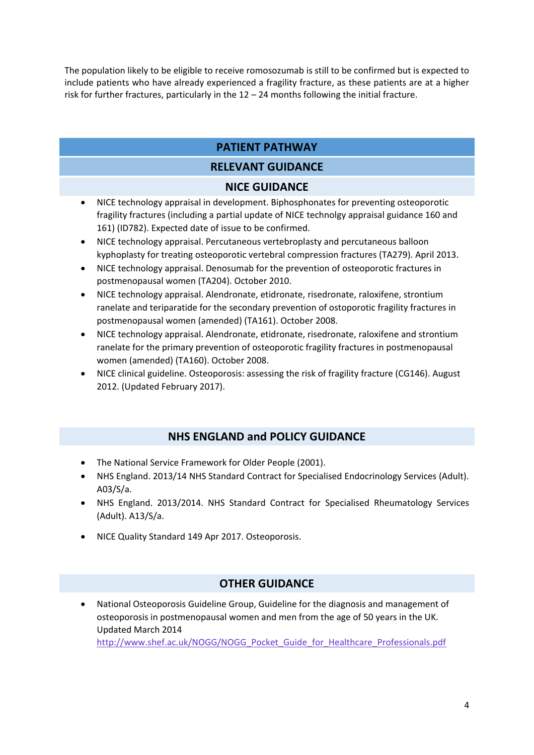The population likely to be eligible to receive romosozumab is still to be confirmed but is expected to include patients who have already experienced a fragility fracture, as these patients are at a higher risk for further fractures, particularly in the 12 – 24 months following the initial fracture.

## PATIENT PATHWAY

## RELEVANT GUIDANCE

### NICE GUIDANCE

- NICE technology appraisal in development. Biphosphonates for preventing osteoporotic fragility fractures (including a partial update of NICE technolgy appraisal guidance 160 and 161) (ID782). Expected date of issue to be confirmed.
- NICE technology appraisal. Percutaneous vertebroplasty and percutaneous balloon kyphoplasty for treating osteoporotic vertebral compression fractures (TA279). April 2013.
- NICE technology appraisal. Denosumab for the prevention of osteoporotic fractures in postmenopausal women (TA204). October 2010.
- NICE technology appraisal. Alendronate, etidronate, risedronate, raloxifene, strontium ranelate and teriparatide for the secondary prevention of ostoporotic fragility fractures in postmenopausal women (amended) (TA161). October 2008.
- NICE technology appraisal. Alendronate, etidronate, risedronate, raloxifene and strontium ranelate for the primary prevention of osteoporotic fragility fractures in postmenopausal women (amended) (TA160). October 2008.
- NICE clinical guideline. Osteoporosis: assessing the risk of fragility fracture (CG146). August 2012. (Updated February 2017).

### NHS ENGLAND and POLICY GUIDANCE

- The National Service Framework for Older People (2001).
- NHS England. 2013/14 NHS Standard Contract for Specialised Endocrinology Services (Adult). A03/S/a.
- NHS England. 2013/2014. NHS Standard Contract for Specialised Rheumatology Services (Adult). A13/S/a.
- NICE Quality Standard 149 Apr 2017. Osteoporosis.

### OTHER GUIDANCE

- National Osteoporosis Guideline Group, Guideline for the diagnosis and management of osteoporosis in postmenopausal women and men from the age of 50 years in the UK. Updated March 2014
  http://www.shef.ac.uk/NOGG/NOGG_Pocket_Guide_for_Healthcare_Professionals.pdf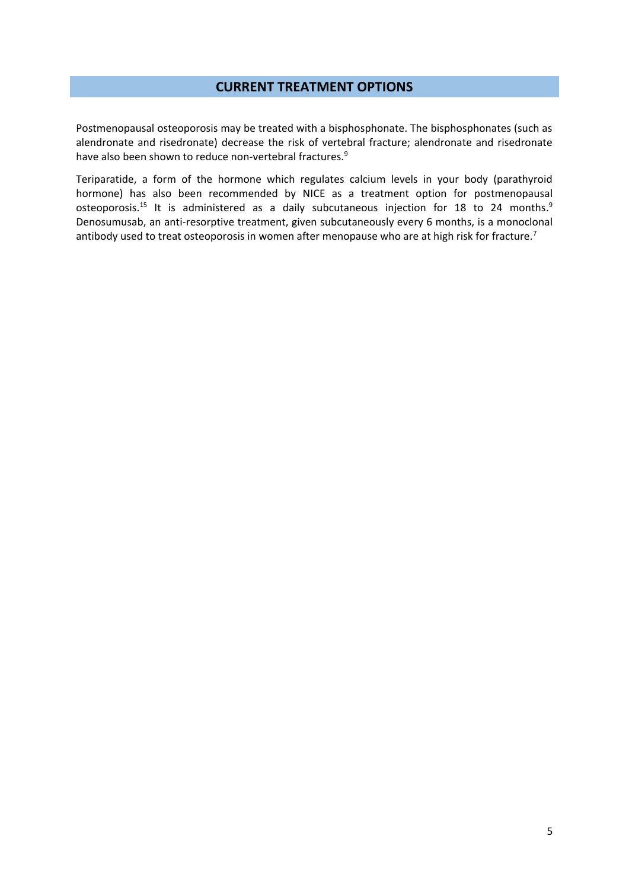## CURRENT TREATMENT OPTIONS

Postmenopausal osteoporosis may be treated with a bisphosphonate. The bisphosphonates (such as alendronate and risedronate) decrease the risk of vertebral fracture; alendronate and risedronate have also been shown to reduce non-vertebral fractures.[9]

Teriparatide, a form of the hormone which regulates calcium levels in your body (parathyroid hormone) has also been recommended by NICE as a treatment option for postmenopausal osteoporosis.[15] It is administered as a daily subcutaneous injection for 18 to 24 months.[9] Denosumusab, an anti-resorptive treatment, given subcutaneously every 6 months, is a monoclonal antibody used to treat osteoporosis in women after menopause who are at high risk for fracture.[7]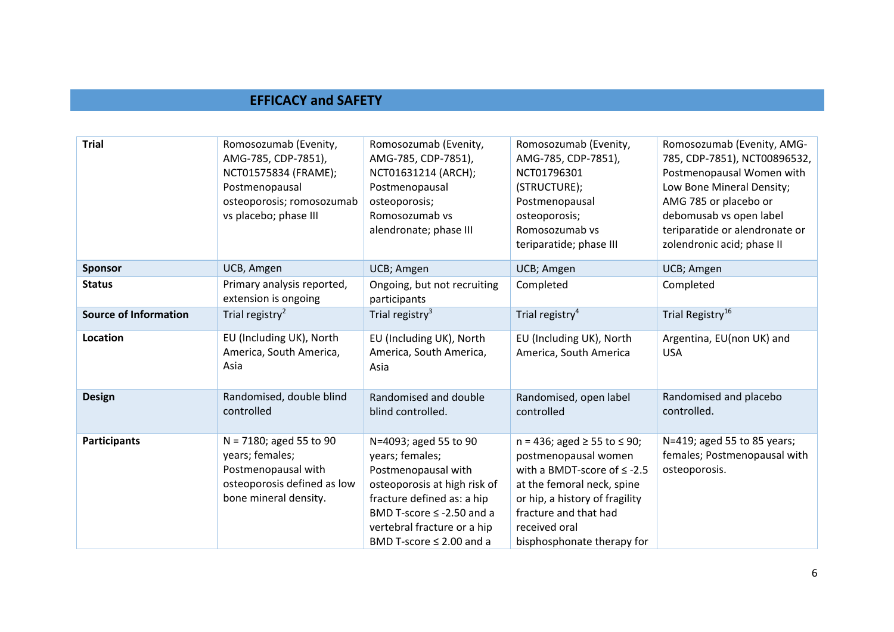## EFFICACY and SAFETY

| Trial | Romosozumab (Evenity, AMG-785, CDP-7851), NCT01575834 (FRAME); Postmenopausal osteoporosis; romosozumab vs placebo; phase III | Romosozumab (Evenity, AMG-785, CDP-7851), NCT01631214 (ARCH); Postmenopausal osteoporosis; Romosozumab vs alendronate; phase III | Romosozumab (Evenity, AMG-785, CDP-7851), NCT01796301 (STRUCTURE); Postmenopausal osteoporosis; Romosozumab vs teriparatide; phase III | Romosozumab (Evenity, AMG-785, CDP-7851), NCT00896532, Postmenopausal Women with Low Bone Mineral Density; AMG 785 or placebo or debomusab vs open label teriparatide or alendronate or zolendronic acid; phase II |
|---|---|---|---|---|
| **Sponsor** | UCB, Amgen | UCB; Amgen | UCB; Amgen | UCB; Amgen |
| **Status** | Primary analysis reported, extension is ongoing | Ongoing, but not recruiting participants | Completed | Completed |
| **Source of Information** | Trial registry[2] | Trial registry[3] | Trial registry[4] | Trial Registry[16] |
| **Location** | EU (Including UK), North America, South America, Asia | EU (Including UK), North America, South America, Asia | EU (Including UK), North America, South America | Argentina, EU(non UK) and USA |
| **Design** | Randomised, double blind controlled | Randomised and double blind controlled. | Randomised, open label controlled | Randomised and placebo controlled. |
| **Participants** | N = 7180; aged 55 to 90 years; females; Postmenopausal with osteoporosis defined as low bone mineral density. | N=4093; aged 55 to 90 years; females; Postmenopausal with osteoporosis at high risk of fracture defined as: a hip BMD T-score ≤ -2.50 and a vertebral fracture or a hip BMD T-score ≤ 2.00 and a | n = 436; aged ≥ 55 to ≤ 90; postmenopausal women with a BMDT-score of ≤ -2.5 at the femoral neck, spine or hip, a history of fragility fracture and that had received oral bisphosphonate therapy for | N=419; aged 55 to 85 years; females; Postmenopausal with osteoporosis. |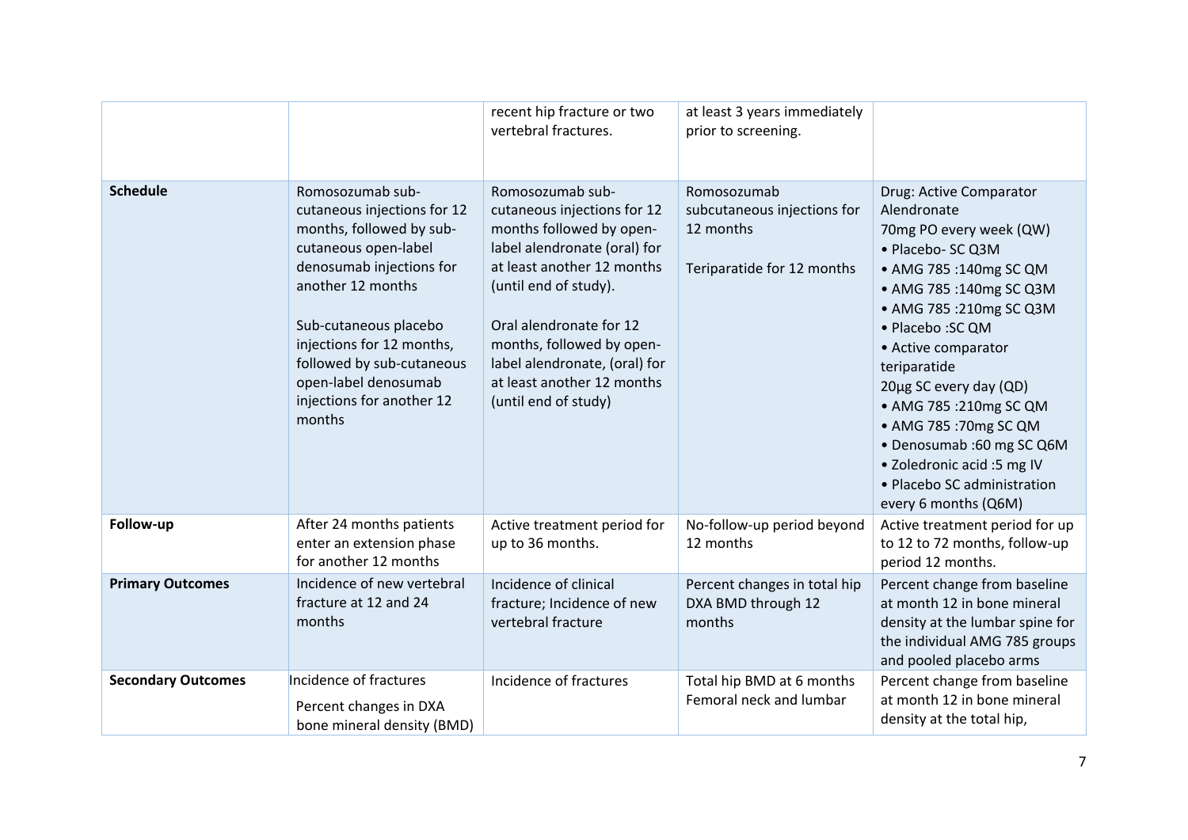| | | | | |
|---|---|---|---|---|
| | | recent hip fracture or two vertebral fractures. | at least 3 years immediately prior to screening. | |
| **Schedule** | Romosozumab sub-cutaneous injections for 12 months, followed by sub-cutaneous open-label denosumab injections for another 12 months<br><br>Sub-cutaneous placebo injections for 12 months, followed by sub-cutaneous open-label denosumab injections for another 12 months | Romosozumab sub-cutaneous injections for 12 months followed by open-label alendronate (oral) for at least another 12 months (until end of study).<br><br>Oral alendronate for 12 months, followed by open-label alendronate, (oral) for at least another 12 months (until end of study) | Romosozumab subcutaneous injections for 12 months<br><br>Teriparatide for 12 months | Drug: Active Comparator Alendronate<br>70mg PO every week (QW)<br>• Placebo- SC Q3M<br>• AMG 785 :140mg SC QM<br>• AMG 785 :140mg SC Q3M<br>• AMG 785 :210mg SC Q3M<br>• Placebo :SC QM<br>• Active comparator teriparatide<br>20µg SC every day (QD)<br>• AMG 785 :210mg SC QM<br>• AMG 785 :70mg SC QM<br>• Denosumab :60 mg SC Q6M<br>• Zoledronic acid :5 mg IV<br>• Placebo SC administration every 6 months (Q6M) |
| **Follow-up** | After 24 months patients enter an extension phase for another 12 months | Active treatment period for up to 36 months. | No-follow-up period beyond 12 months | Active treatment period for up to 12 to 72 months, follow-up period 12 months. |
| **Primary Outcomes** | Incidence of new vertebral fracture at 12 and 24 months | Incidence of clinical fracture; Incidence of new vertebral fracture | Percent changes in total hip DXA BMD through 12 months | Percent change from baseline at month 12 in bone mineral density at the lumbar spine for the individual AMG 785 groups and pooled placebo arms |
| **Secondary Outcomes** | Incidence of fractures<br>Percent changes in DXA bone mineral density (BMD) | Incidence of fractures | Total hip BMD at 6 months Femoral neck and lumbar | Percent change from baseline at month 12 in bone mineral density at the total hip, |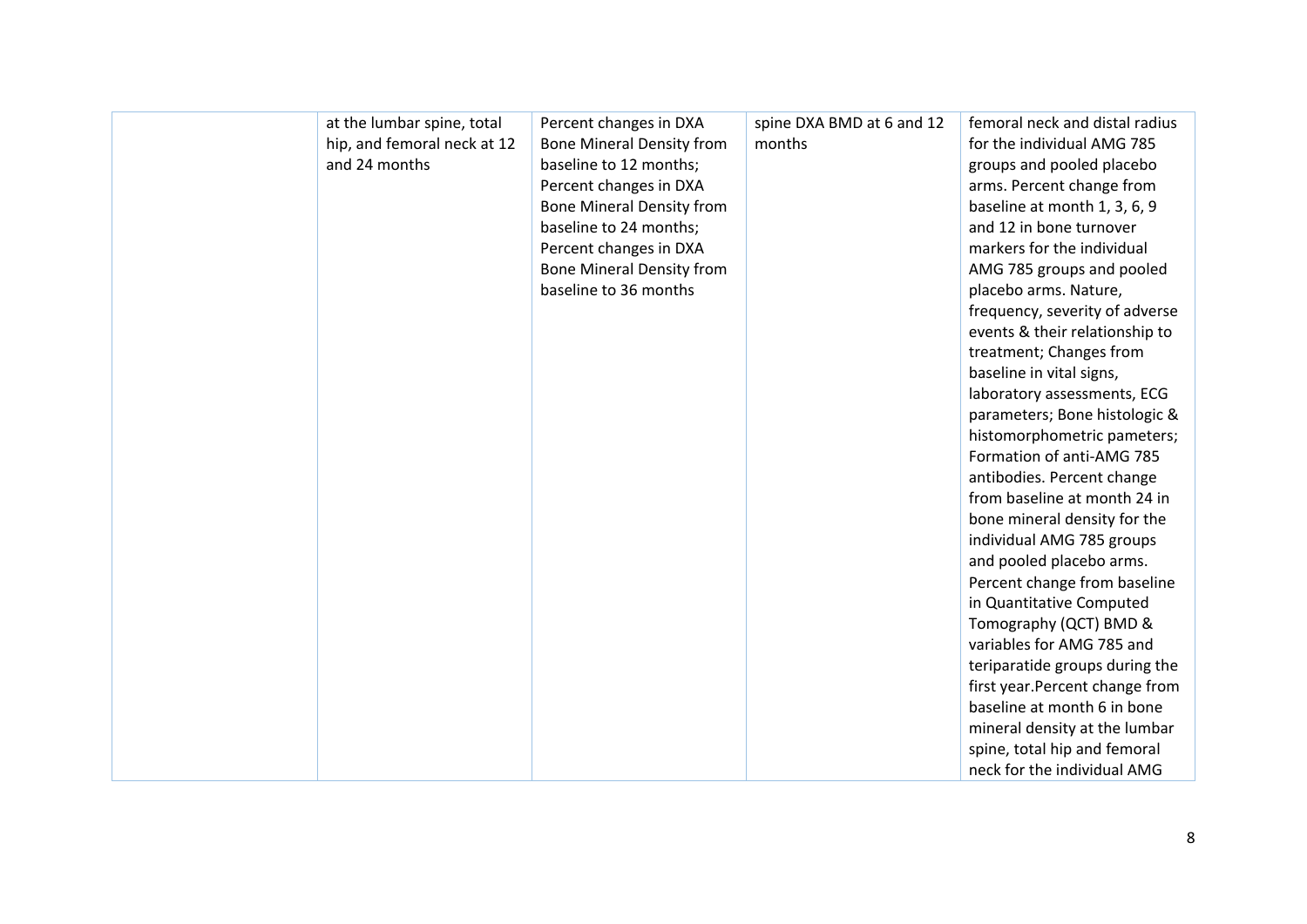|  | at the lumbar spine, total hip, and femoral neck at 12 and 24 months | Percent changes in DXA Bone Mineral Density from baseline to 12 months; Percent changes in DXA Bone Mineral Density from baseline to 24 months; Percent changes in DXA Bone Mineral Density from baseline to 36 months | spine DXA BMD at 6 and 12 months | femoral neck and distal radius for the individual AMG 785 groups and pooled placebo arms. Percent change from baseline at month 1, 3, 6, 9 and 12 in bone turnover markers for the individual AMG 785 groups and pooled placebo arms. Nature, frequency, severity of adverse events & their relationship to treatment; Changes from baseline in vital signs, laboratory assessments, ECG parameters; Bone histologic & histomorphometric pameters; Formation of anti-AMG 785 antibodies. Percent change from baseline at month 24 in bone mineral density for the individual AMG 785 groups and pooled placebo arms. Percent change from baseline in Quantitative Computed Tomography (QCT) BMD & variables for AMG 785 and teriparatide groups during the first year.Percent change from baseline at month 6 in bone mineral density at the lumbar spine, total hip and femoral neck for the individual AMG |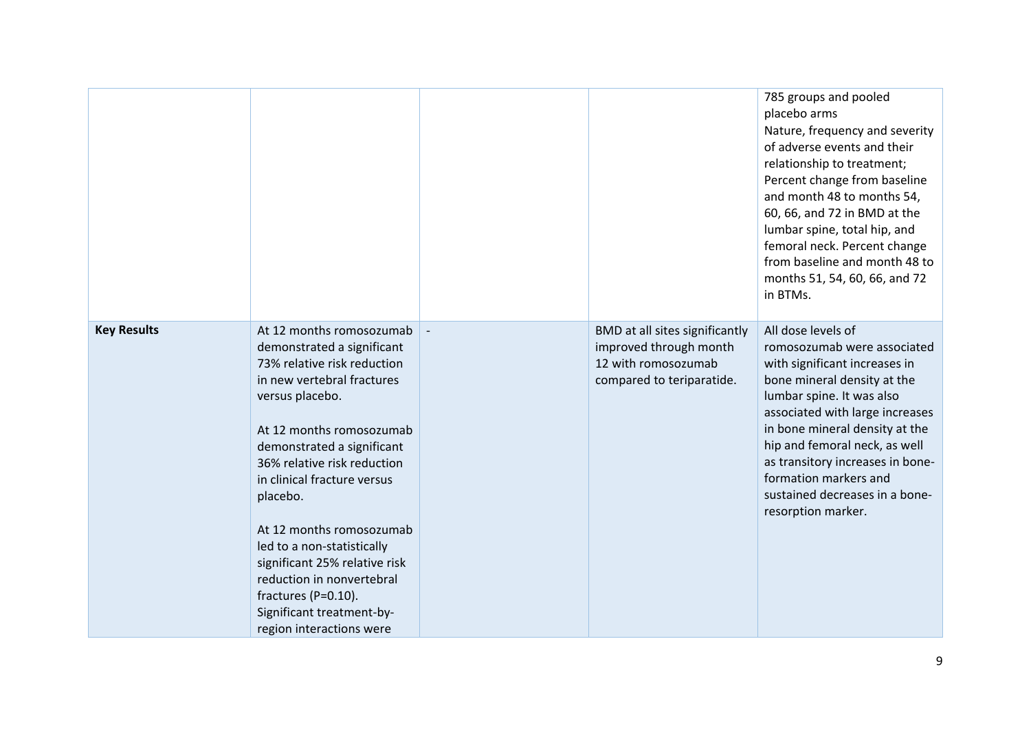|  |  |  |  | 785 groups and pooled placebo arms<br>Nature, frequency and severity of adverse events and their relationship to treatment; Percent change from baseline and month 48 to months 54, 60, 66, and 72 in BMD at the lumbar spine, total hip, and femoral neck. Percent change from baseline and month 48 to months 51, 54, 60, 66, and 72 in BTMs. |
|---|---|---|---|---|
| **Key Results** | At 12 months romosozumab demonstrated a significant 73% relative risk reduction in new vertebral fractures versus placebo.<br><br>At 12 months romosozumab demonstrated a significant 36% relative risk reduction in clinical fracture versus placebo.<br><br>At 12 months romosozumab led to a non-statistically significant 25% relative risk reduction in nonvertebral fractures (P=0.10). Significant treatment-by-region interactions were | - | BMD at all sites significantly improved through month 12 with romosozumab compared to teriparatide. | All dose levels of romosozumab were associated with significant increases in bone mineral density at the lumbar spine. It was also associated with large increases in bone mineral density at the hip and femoral neck, as well as transitory increases in bone-formation markers and sustained decreases in a bone-resorption marker. |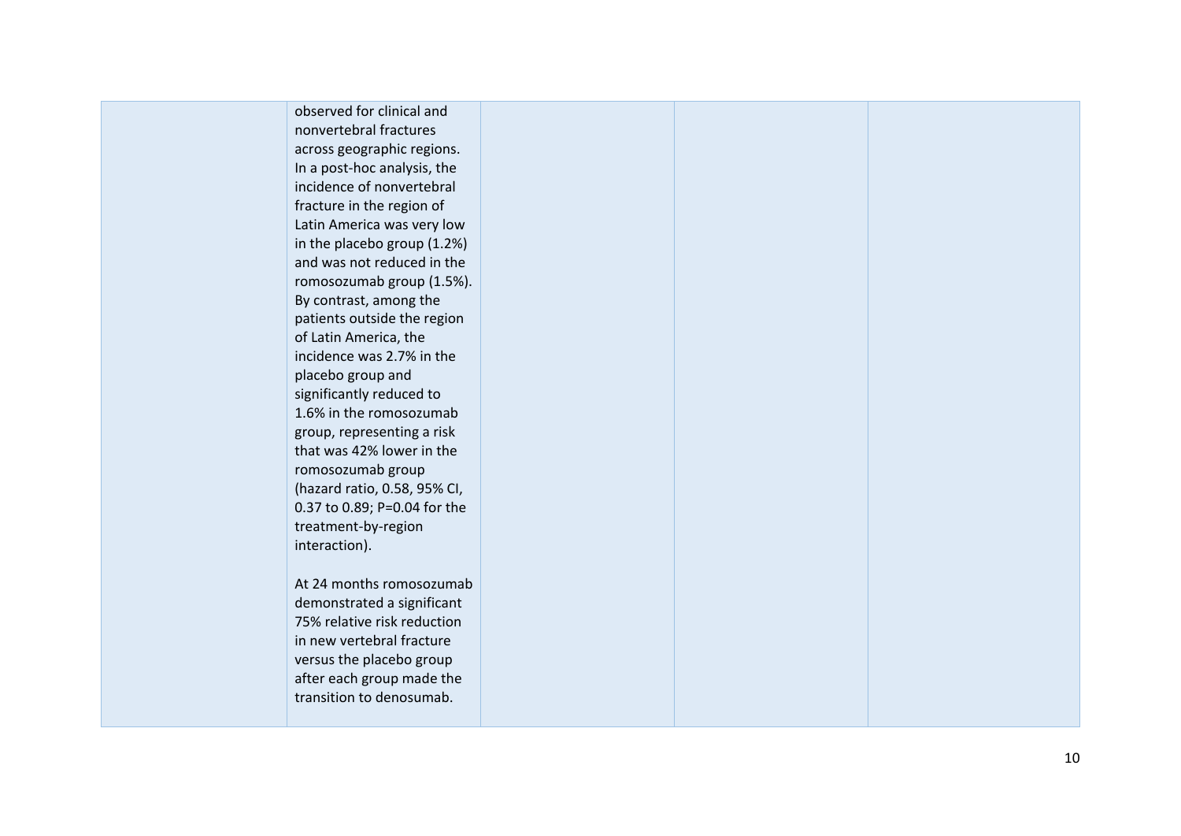| | | | | |
|---|---|---|---|---|
| | observed for clinical and nonvertebral fractures across geographic regions. In a post-hoc analysis, the incidence of nonvertebral fracture in the region of Latin America was very low in the placebo group (1.2%) and was not reduced in the romosozumab group (1.5%). By contrast, among the patients outside the region of Latin America, the incidence was 2.7% in the placebo group and significantly reduced to 1.6% in the romosozumab group, representing a risk that was 42% lower in the romosozumab group (hazard ratio, 0.58, 95% CI, 0.37 to 0.89; P=0.04 for the treatment-by-region interaction).<br><br>At 24 months romosozumab demonstrated a significant 75% relative risk reduction in new vertebral fracture versus the placebo group after each group made the transition to denosumab. | | | |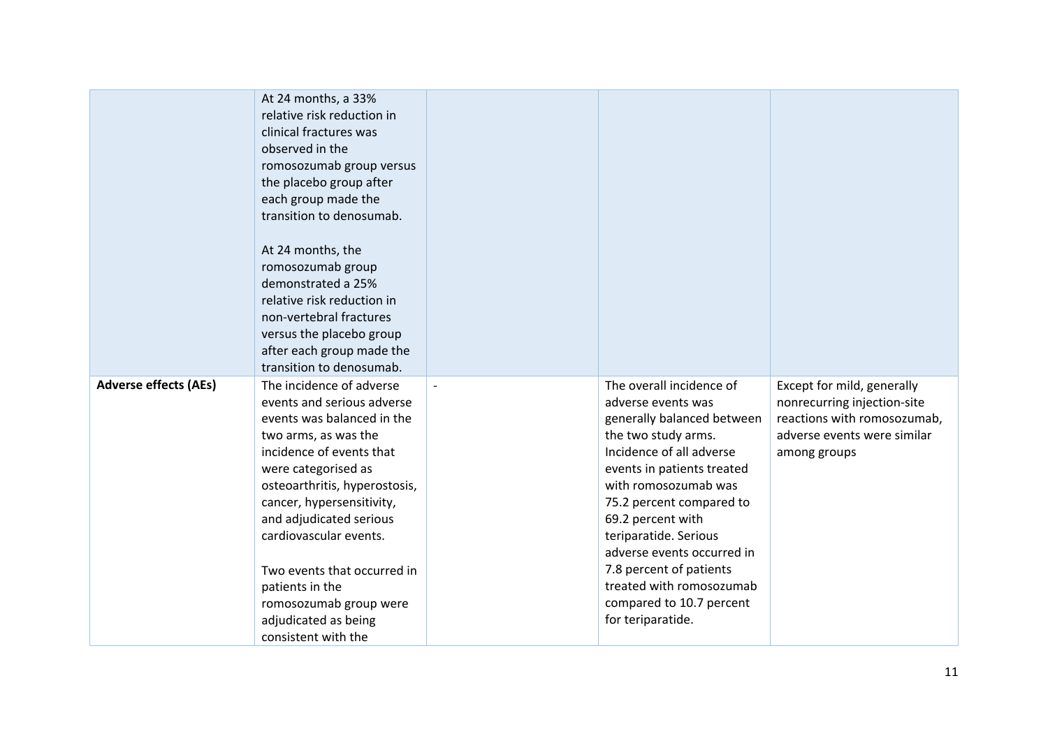| | | | | |
|---|---|---|---|---|
| | At 24 months, a 33% relative risk reduction in clinical fractures was observed in the romosozumab group versus the placebo group after each group made the transition to denosumab.<br><br>At 24 months, the romosozumab group demonstrated a 25% relative risk reduction in non-vertebral fractures versus the placebo group after each group made the transition to denosumab. | | | |
| **Adverse effects (AEs)** | The incidence of adverse events and serious adverse events was balanced in the two arms, as was the incidence of events that were categorised as osteoarthritis, hyperostosis, cancer, hypersensitivity, and adjudicated serious cardiovascular events.<br><br>Two events that occurred in patients in the romosozumab group were adjudicated as being consistent with the | - | The overall incidence of adverse events was generally balanced between the two study arms. Incidence of all adverse events in patients treated with romosozumab was 75.2 percent compared to 69.2 percent with teriparatide. Serious adverse events occurred in 7.8 percent of patients treated with romosozumab compared to 10.7 percent for teriparatide. | Except for mild, generally nonrecurring injection-site reactions with romosozumab, adverse events were similar among groups |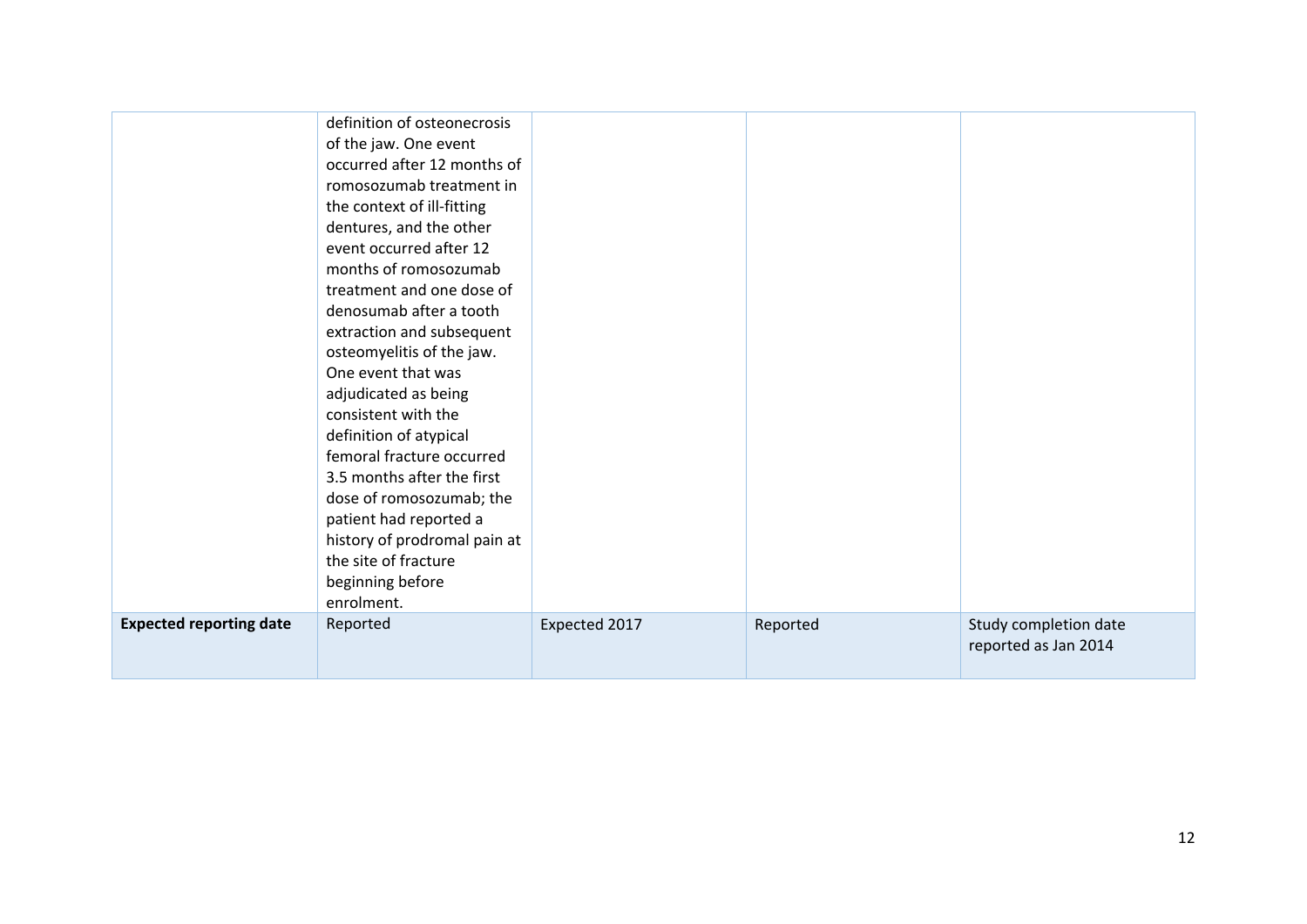| | | | | |
|---|---|---|---|---|
| | definition of osteonecrosis of the jaw. One event occurred after 12 months of romosozumab treatment in the context of ill-fitting dentures, and the other event occurred after 12 months of romosozumab treatment and one dose of denosumab after a tooth extraction and subsequent osteomyelitis of the jaw. One event that was adjudicated as being consistent with the definition of atypical femoral fracture occurred 3.5 months after the first dose of romosozumab; the patient had reported a history of prodromal pain at the site of fracture beginning before enrolment. | | | |
| **Expected reporting date** | Reported | Expected 2017 | Reported | Study completion date reported as Jan 2014 |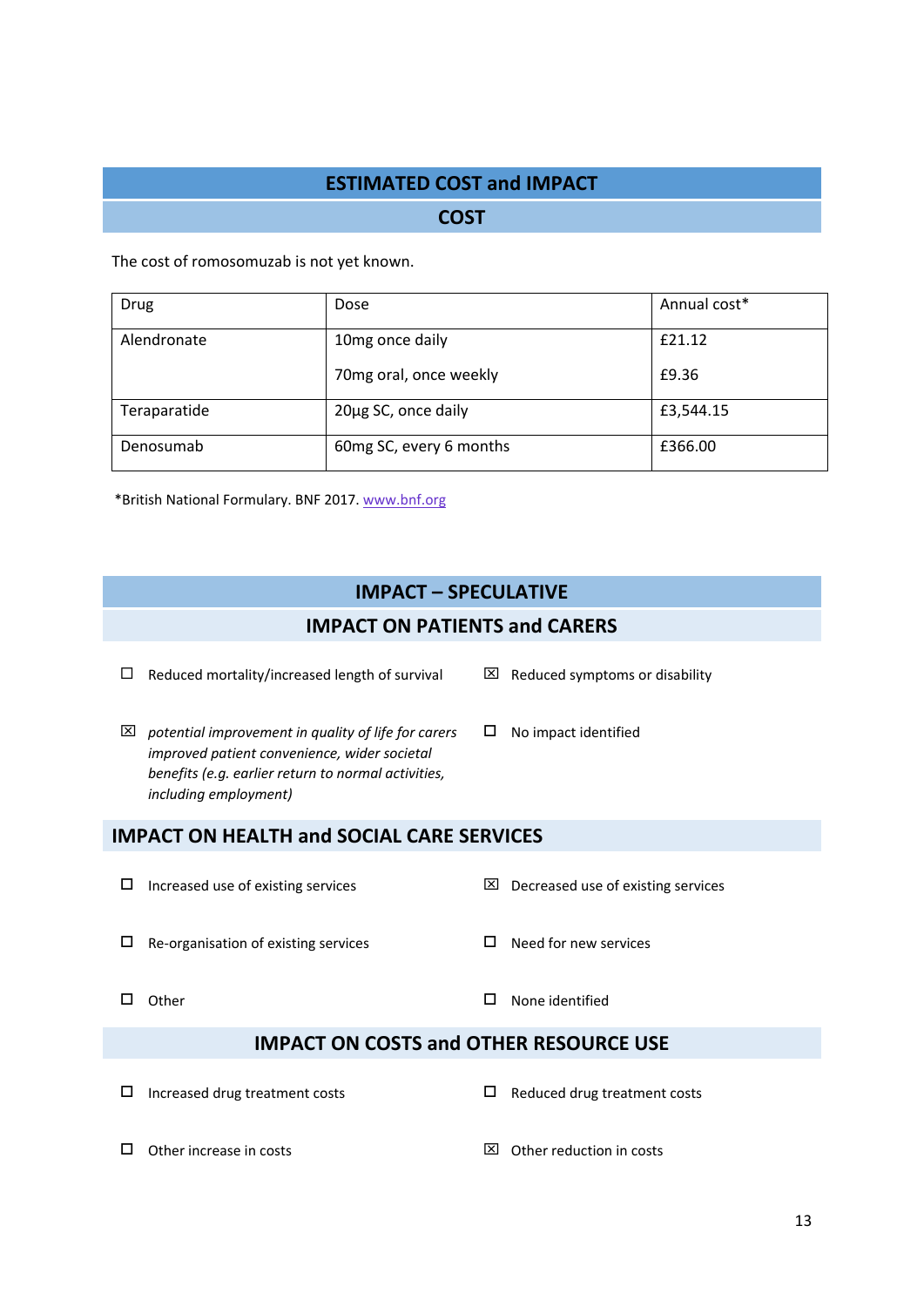## ESTIMATED COST and IMPACT

### COST

The cost of romosomuzab is not yet known.

| Drug | Dose | Annual cost* |
|---|---|---|
| Alendronate | 10mg once daily<br>70mg oral, once weekly | £21.12<br>£9.36 |
| Teraparatide | 20µg SC, once daily | £3,544.15 |
| Denosumab | 60mg SC, every 6 months | £366.00 |

*British National Formulary. BNF 2017. www.bnf.org

## IMPACT – SPECULATIVE

### IMPACT ON PATIENTS and CARERS

- ☐ Reduced mortality/increased length of survival
- ☒ Reduced symptoms or disability
- ☒ *potential improvement in quality of life for carers improved patient convenience, wider societal benefits (e.g. earlier return to normal activities, including employment)*
- ☐ No impact identified

### IMPACT ON HEALTH and SOCIAL CARE SERVICES

- ☐ Increased use of existing services
- ☒ Decreased use of existing services
- ☐ Re-organisation of existing services
- ☐ Need for new services
- ☐ Other
- ☐ None identified

### IMPACT ON COSTS and OTHER RESOURCE USE

- ☐ Increased drug treatment costs
- ☐ Reduced drug treatment costs
- ☐ Other increase in costs
- ☒ Other reduction in costs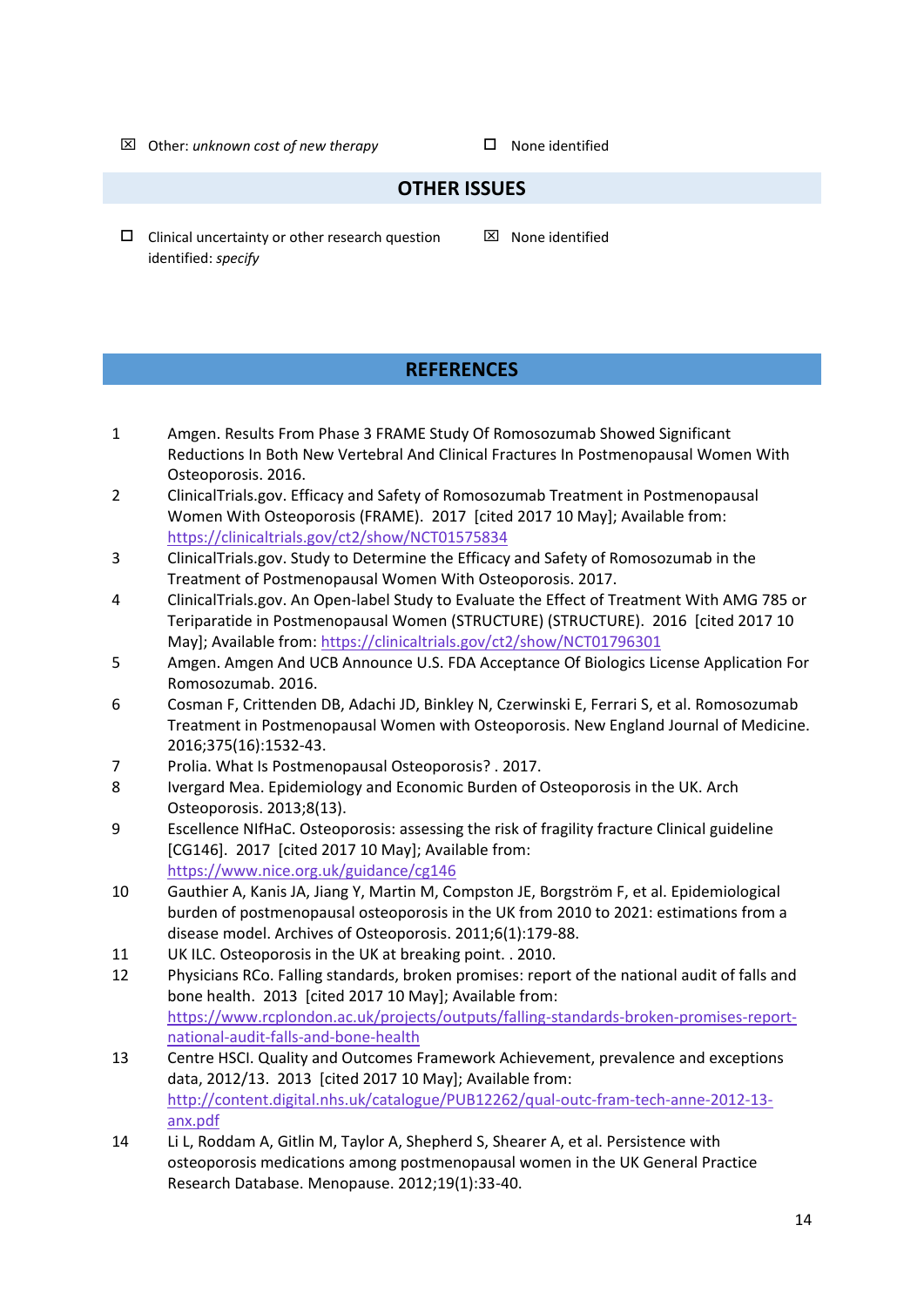☒ Other: *unknown cost of new therapy* ☐ None identified

## OTHER ISSUES

☐ Clinical uncertainty or other research question identified: *specify* ☒ None identified

## REFERENCES

1. Amgen. Results From Phase 3 FRAME Study Of Romosozumab Showed Significant Reductions In Both New Vertebral And Clinical Fractures In Postmenopausal Women With Osteoporosis. 2016.
2. ClinicalTrials.gov. Efficacy and Safety of Romosozumab Treatment in Postmenopausal Women With Osteoporosis (FRAME). 2017 [cited 2017 10 May]; Available from: https://clinicaltrials.gov/ct2/show/NCT01575834
3. ClinicalTrials.gov. Study to Determine the Efficacy and Safety of Romosozumab in the Treatment of Postmenopausal Women With Osteoporosis. 2017.
4. ClinicalTrials.gov. An Open-label Study to Evaluate the Effect of Treatment With AMG 785 or Teriparatide in Postmenopausal Women (STRUCTURE) (STRUCTURE). 2016 [cited 2017 10 May]; Available from: https://clinicaltrials.gov/ct2/show/NCT01796301
5. Amgen. Amgen And UCB Announce U.S. FDA Acceptance Of Biologics License Application For Romosozumab. 2016.
6. Cosman F, Crittenden DB, Adachi JD, Binkley N, Czerwinski E, Ferrari S, et al. Romosozumab Treatment in Postmenopausal Women with Osteoporosis. New England Journal of Medicine. 2016;375(16):1532-43.
7. Prolia. What Is Postmenopausal Osteoporosis? . 2017.
8. Ivergard Mea. Epidemiology and Economic Burden of Osteoporosis in the UK. Arch Osteoporosis. 2013;8(13).
9. Escellence NIfHaC. Osteoporosis: assessing the risk of fragility fracture Clinical guideline [CG146]. 2017 [cited 2017 10 May]; Available from: https://www.nice.org.uk/guidance/cg146
10. Gauthier A, Kanis JA, Jiang Y, Martin M, Compston JE, Borgström F, et al. Epidemiological burden of postmenopausal osteoporosis in the UK from 2010 to 2021: estimations from a disease model. Archives of Osteoporosis. 2011;6(1):179-88.
11. UK ILC. Osteoporosis in the UK at breaking point. . 2010.
12. Physicians RCo. Falling standards, broken promises: report of the national audit of falls and bone health. 2013 [cited 2017 10 May]; Available from: https://www.rcplondon.ac.uk/projects/outputs/falling-standards-broken-promises-report-national-audit-falls-and-bone-health
13. Centre HSCI. Quality and Outcomes Framework Achievement, prevalence and exceptions data, 2012/13. 2013 [cited 2017 10 May]; Available from: http://content.digital.nhs.uk/catalogue/PUB12262/qual-outc-fram-tech-anne-2012-13-anx.pdf
14. Li L, Roddam A, Gitlin M, Taylor A, Shepherd S, Shearer A, et al. Persistence with osteoporosis medications among postmenopausal women in the UK General Practice Research Database. Menopause. 2012;19(1):33-40.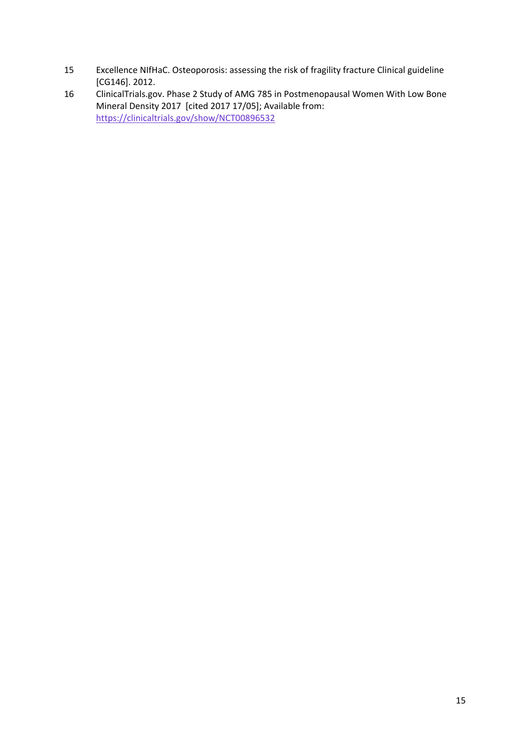15. Excellence NIfHaC. Osteoporosis: assessing the risk of fragility fracture Clinical guideline [CG146]. 2012.
16. ClinicalTrials.gov. Phase 2 Study of AMG 785 in Postmenopausal Women With Low Bone Mineral Density 2017 [cited 2017 17/05]; Available from: https://clinicaltrials.gov/show/NCT00896532